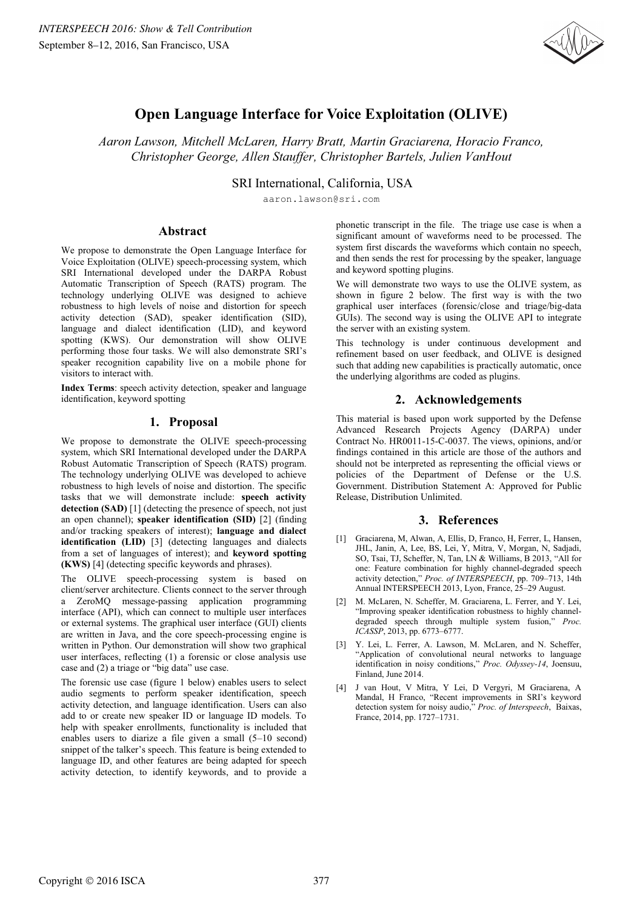# Open Language Interface for Voice Exploitation (OLIVE)

*Aaron Lawson, Mitchell McLaren, Harry Bratt, Martin Graciarena, Horacio Franco, Christopher George, Allen Stauffer, Christopher Bartels, Julien VanHout*

SRI International, California, USA

aaron.lawson@sri.com

## Abstract

We propose to demonstrate the Open Language Interface for Voice Exploitation (OLIVE) speech-processing system, which SRI International developed under the DARPA Robust Automatic Transcription of Speech (RATS) program. The technology underlying OLIVE was designed to achieve robustness to high levels of noise and distortion for speech activity detection (SAD), speaker identification (SID), language and dialect identification (LID), and keyword spotting (KWS). Our demonstration will show OLIVE performing those four tasks. We will also demonstrate SRI's speaker recognition capability live on a mobile phone for visitors to interact with.

**Index Terms**: speech activity detection, speaker and language identification, keyword spotting

## 1. Proposal

We propose to demonstrate the OLIVE speech-processing system, which SRI International developed under the DARPA Robust Automatic Transcription of Speech (RATS) program. The technology underlying OLIVE was developed to achieve robustness to high levels of noise and distortion. The specific tasks that we will demonstrate include: **speech activity detection (SAD)** [1] (detecting the presence of speech, not just an open channel); **speaker identification (SID)** [2] (finding and/or tracking speakers of interest); **language and dialect identification (LID)** [3] (detecting languages and dialects from a set of languages of interest); and **keyword spotting (KWS)** [4] (detecting specific keywords and phrases).

The OLIVE speech-processing system is based on client/server architecture. Clients connect to the server through a ZeroMQ message-passing application programming interface (API), which can connect to multiple user interfaces or external systems. The graphical user interface (GUI) clients are written in Java, and the core speech-processing engine is written in Python. Our demonstration will show two graphical user interfaces, reflecting (1) a forensic or close analysis use case and (2) a triage or "big data" use case.

The forensic use case (figure 1 below) enables users to select audio segments to perform speaker identification, speech activity detection, and language identification. Users can also add to or create new speaker ID or language ID models. To help with speaker enrollments, functionality is included that enables users to diarize a file given a small (5–10 second) snippet of the talker's speech. This feature is being extended to language ID, and other features are being adapted for speech activity detection, to identify keywords, and to provide a phonetic transcript in the file. The triage use case is when a significant amount of waveforms need to be processed. The system first discards the waveforms which contain no speech, and then sends the rest for processing by the speaker, language and keyword spotting plugins.

We will demonstrate two ways to use the OLIVE system, as shown in figure 2 below. The first way is with the two graphical user interfaces (forensic/close and triage/big-data GUIs). The second way is using the OLIVE API to integrate the server with an existing system.

This technology is under continuous development and refinement based on user feedback, and OLIVE is designed such that adding new capabilities is practically automatic, once the underlying algorithms are coded as plugins.

## 2. Acknowledgements

This material is based upon work supported by the Defense Advanced Research Projects Agency (DARPA) under Contract No. HR0011-15-C-0037. The views, opinions, and/or findings contained in this article are those of the authors and should not be interpreted as representing the official views or policies of the Department of Defense or the U.S. Government. Distribution Statement A: Approved for Public Release, Distribution Unlimited.

## 3. References

[1] Graciarena, M, Alwan, A, Ellis, D, Franco, H, Ferrer, L, Hansen, JHL, Janin, A, Lee, BS, Lei, Y, Mitra, V, Morgan, N, Sadjadi, SO, Tsai, TJ, Scheffer, N, Tan, LN & Williams, B 2013, "All for one: Feature combination for highly channel-degraded speech activity detection," *Proc. of INTERSPEECH*, pp. 709–713, 14th Annual INTERSPEECH 2013, Lyon, France, 25–29 August.

[2] M. McLaren, N. Scheffer, M. Graciarena, L. Ferrer, and Y. Lei, "Improving speaker identification robustness to highly channel-degraded speech through multiple system fusion," *Proc. ICASSP*, 2013, pp. 6773–6777.

[3] Y. Lei, L. Ferrer, A. Lawson, M. McLaren, and N. Scheffer, "Application of convolutional neural networks to language identification in noisy conditions," *Proc. Odyssey-14*, Joensuu, Finland, June 2014.

[4] J van Hout, V Mitra, Y Lei, D Vergyri, M Graciarena, A Mandal, H Franco, "Recent improvements in SRI's keyword detection system for noisy audio," *Proc. of Interspeech*, Baixas, France, 2014, pp. 1727–1731.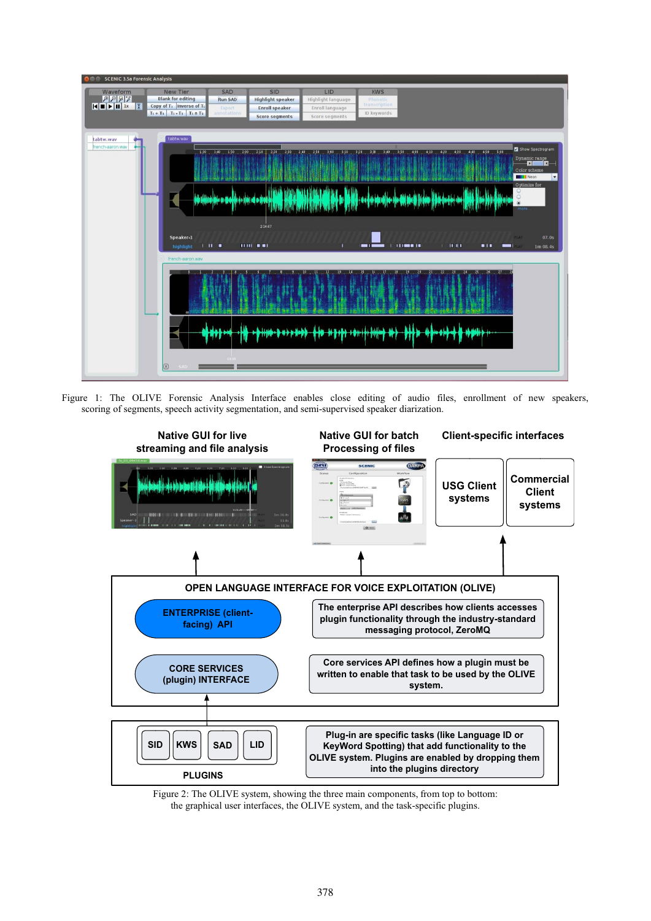Figure 1: The OLIVE Forensic Analysis Interface enables close editing of audio files, enrollment of new speakers, scoring of segments, speech activity segmentation, and semi-supervised speaker diarization.

Native GUI for live streaming and file analysis

Native GUI for batch Processing of files

Client-specific interfaces

USG Client systems

Commercial Client systems

OPEN LANGUAGE INTERFACE FOR VOICE EXPLOITATION (OLIVE)

ENTERPRISE (client-facing) API

The enterprise API describes how clients accesses plugin functionality through the industry-standard messaging protocol, ZeroMQ

CORE SERVICES (plugin) INTERFACE

Core services API defines how a plugin must be written to enable that task to be used by the OLIVE system.

SID

KWS

SAD

LID

PLUGINS

Plug-in are specific tasks (like Language ID or KeyWord Spotting) that add functionality to the OLIVE system. Plugins are enabled by dropping them into the plugins directory

Figure 2: The OLIVE system, showing the three main components, from top to bottom: the graphical user interfaces, the OLIVE system, and the task-specific plugins.